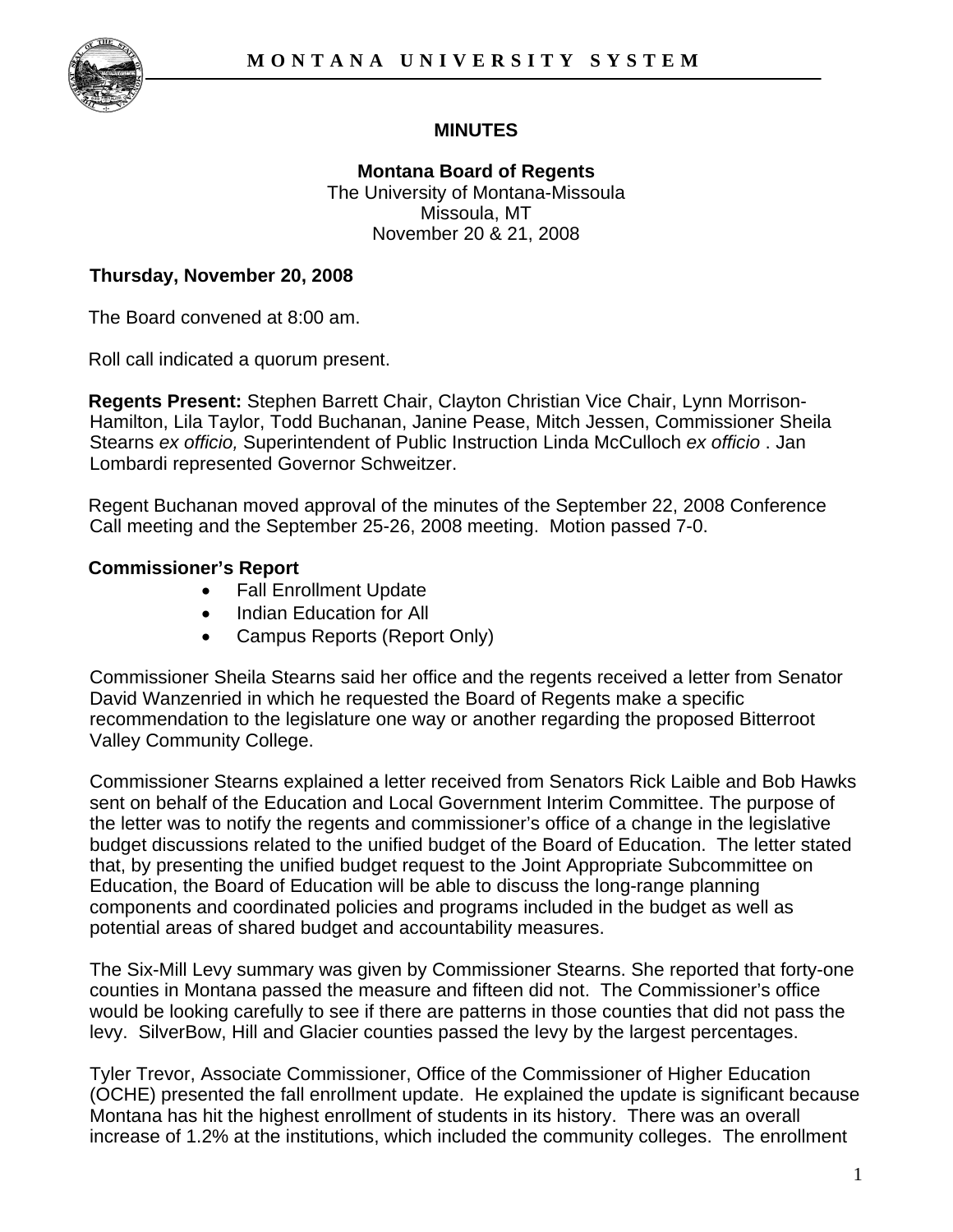# MINUTES

## Montana Board of Regents

The University of Montana-Missoula
Missoula, MT
November 20 & 21, 2008

### Thursday, November 20, 2008

The Board convened at 8:00 am.

Roll call indicated a quorum present.

**Regents Present:** Stephen Barrett Chair, Clayton Christian Vice Chair, Lynn Morrison-Hamilton, Lila Taylor, Todd Buchanan, Janine Pease, Mitch Jessen, Commissioner Sheila Stearns *ex officio,* Superintendent of Public Instruction Linda McCulloch *ex officio* . Jan Lombardi represented Governor Schweitzer.

Regent Buchanan moved approval of the minutes of the September 22, 2008 Conference Call meeting and the September 25-26, 2008 meeting. Motion passed 7-0.

### Commissioner's Report

- Fall Enrollment Update
- Indian Education for All
- Campus Reports (Report Only)

Commissioner Sheila Stearns said her office and the regents received a letter from Senator David Wanzenried in which he requested the Board of Regents make a specific recommendation to the legislature one way or another regarding the proposed Bitterroot Valley Community College.

Commissioner Stearns explained a letter received from Senators Rick Laible and Bob Hawks sent on behalf of the Education and Local Government Interim Committee. The purpose of the letter was to notify the regents and commissioner's office of a change in the legislative budget discussions related to the unified budget of the Board of Education. The letter stated that, by presenting the unified budget request to the Joint Appropriate Subcommittee on Education, the Board of Education will be able to discuss the long-range planning components and coordinated policies and programs included in the budget as well as potential areas of shared budget and accountability measures.

The Six-Mill Levy summary was given by Commissioner Stearns. She reported that forty-one counties in Montana passed the measure and fifteen did not. The Commissioner's office would be looking carefully to see if there are patterns in those counties that did not pass the levy. SilverBow, Hill and Glacier counties passed the levy by the largest percentages.

Tyler Trevor, Associate Commissioner, Office of the Commissioner of Higher Education (OCHE) presented the fall enrollment update. He explained the update is significant because Montana has hit the highest enrollment of students in its history. There was an overall increase of 1.2% at the institutions, which included the community colleges. The enrollment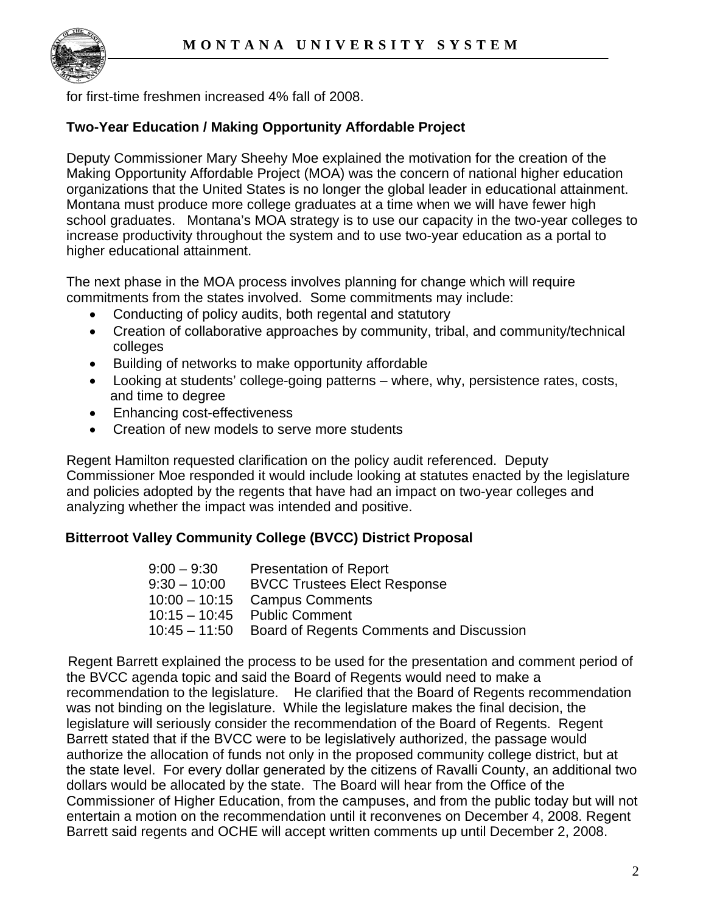for first-time freshmen increased 4% fall of 2008.

**Two-Year Education / Making Opportunity Affordable Project**

Deputy Commissioner Mary Sheehy Moe explained the motivation for the creation of the Making Opportunity Affordable Project (MOA) was the concern of national higher education organizations that the United States is no longer the global leader in educational attainment. Montana must produce more college graduates at a time when we will have fewer high school graduates. Montana's MOA strategy is to use our capacity in the two-year colleges to increase productivity throughout the system and to use two-year education as a portal to higher educational attainment.

The next phase in the MOA process involves planning for change which will require commitments from the states involved. Some commitments may include:

- Conducting of policy audits, both regental and statutory
- Creation of collaborative approaches by community, tribal, and community/technical colleges
- Building of networks to make opportunity affordable
- Looking at students' college-going patterns – where, why, persistence rates, costs, and time to degree
- Enhancing cost-effectiveness
- Creation of new models to serve more students

Regent Hamilton requested clarification on the policy audit referenced. Deputy Commissioner Moe responded it would include looking at statutes enacted by the legislature and policies adopted by the regents that have had an impact on two-year colleges and analyzing whether the impact was intended and positive.

**Bitterroot Valley Community College (BVCC) District Proposal**

| | |
|---|---|
| 9:00 – 9:30 | Presentation of Report |
| 9:30 – 10:00 | BVCC Trustees Elect Response |
| 10:00 – 10:15 | Campus Comments |
| 10:15 – 10:45 | Public Comment |
| 10:45 – 11:50 | Board of Regents Comments and Discussion |

Regent Barrett explained the process to be used for the presentation and comment period of the BVCC agenda topic and said the Board of Regents would need to make a recommendation to the legislature. He clarified that the Board of Regents recommendation was not binding on the legislature. While the legislature makes the final decision, the legislature will seriously consider the recommendation of the Board of Regents. Regent Barrett stated that if the BVCC were to be legislatively authorized, the passage would authorize the allocation of funds not only in the proposed community college district, but at the state level. For every dollar generated by the citizens of Ravalli County, an additional two dollars would be allocated by the state. The Board will hear from the Office of the Commissioner of Higher Education, from the campuses, and from the public today but will not entertain a motion on the recommendation until it reconvenes on December 4, 2008. Regent Barrett said regents and OCHE will accept written comments up until December 2, 2008.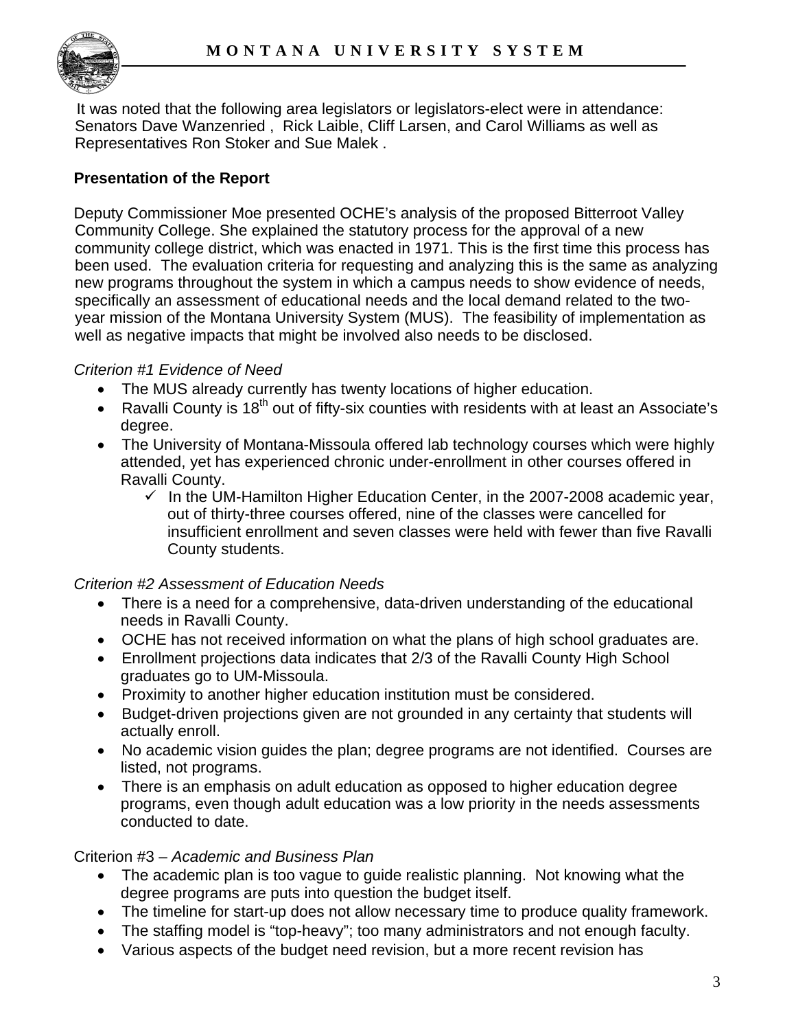It was noted that the following area legislators or legislators-elect were in attendance: Senators Dave Wanzenried , Rick Laible, Cliff Larsen, and Carol Williams as well as Representatives Ron Stoker and Sue Malek .

**Presentation of the Report**

Deputy Commissioner Moe presented OCHE's analysis of the proposed Bitterroot Valley Community College. She explained the statutory process for the approval of a new community college district, which was enacted in 1971. This is the first time this process has been used. The evaluation criteria for requesting and analyzing this is the same as analyzing new programs throughout the system in which a campus needs to show evidence of needs, specifically an assessment of educational needs and the local demand related to the two-year mission of the Montana University System (MUS). The feasibility of implementation as well as negative impacts that might be involved also needs to be disclosed.

*Criterion #1 Evidence of Need*

- The MUS already currently has twenty locations of higher education.
- Ravalli County is 18th out of fifty-six counties with residents with at least an Associate's degree.
- The University of Montana-Missoula offered lab technology courses which were highly attended, yet has experienced chronic under-enrollment in other courses offered in Ravalli County.
  - ✓ In the UM-Hamilton Higher Education Center, in the 2007-2008 academic year, out of thirty-three courses offered, nine of the classes were cancelled for insufficient enrollment and seven classes were held with fewer than five Ravalli County students.

*Criterion #2 Assessment of Education Needs*

- There is a need for a comprehensive, data-driven understanding of the educational needs in Ravalli County.
- OCHE has not received information on what the plans of high school graduates are.
- Enrollment projections data indicates that 2/3 of the Ravalli County High School graduates go to UM-Missoula.
- Proximity to another higher education institution must be considered.
- Budget-driven projections given are not grounded in any certainty that students will actually enroll.
- No academic vision guides the plan; degree programs are not identified. Courses are listed, not programs.
- There is an emphasis on adult education as opposed to higher education degree programs, even though adult education was a low priority in the needs assessments conducted to date.

Criterion #3 – *Academic and Business Plan*

- The academic plan is too vague to guide realistic planning. Not knowing what the degree programs are puts into question the budget itself.
- The timeline for start-up does not allow necessary time to produce quality framework.
- The staffing model is "top-heavy"; too many administrators and not enough faculty.
- Various aspects of the budget need revision, but a more recent revision has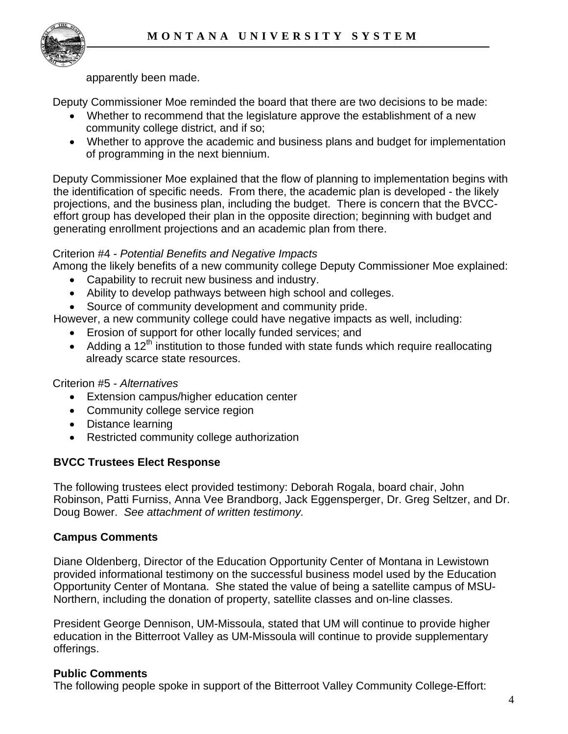apparently been made.

Deputy Commissioner Moe reminded the board that there are two decisions to be made:

- Whether to recommend that the legislature approve the establishment of a new community college district, and if so;
- Whether to approve the academic and business plans and budget for implementation of programming in the next biennium.

Deputy Commissioner Moe explained that the flow of planning to implementation begins with the identification of specific needs. From there, the academic plan is developed - the likely projections, and the business plan, including the budget. There is concern that the BVCC-effort group has developed their plan in the opposite direction; beginning with budget and generating enrollment projections and an academic plan from there.

Criterion #4 - *Potential Benefits and Negative Impacts*
Among the likely benefits of a new community college Deputy Commissioner Moe explained:

- Capability to recruit new business and industry.
- Ability to develop pathways between high school and colleges.
- Source of community development and community pride.

However, a new community college could have negative impacts as well, including:

- Erosion of support for other locally funded services; and
- Adding a 12th institution to those funded with state funds which require reallocating already scarce state resources.

Criterion #5 - *Alternatives*

- Extension campus/higher education center
- Community college service region
- Distance learning
- Restricted community college authorization

**BVCC Trustees Elect Response**

The following trustees elect provided testimony: Deborah Rogala, board chair, John Robinson, Patti Furniss, Anna Vee Brandborg, Jack Eggensperger, Dr. Greg Seltzer, and Dr. Doug Bower. *See attachment of written testimony.*

**Campus Comments**

Diane Oldenberg, Director of the Education Opportunity Center of Montana in Lewistown provided informational testimony on the successful business model used by the Education Opportunity Center of Montana. She stated the value of being a satellite campus of MSU-Northern, including the donation of property, satellite classes and on-line classes.

President George Dennison, UM-Missoula, stated that UM will continue to provide higher education in the Bitterroot Valley as UM-Missoula will continue to provide supplementary offerings.

**Public Comments**
The following people spoke in support of the Bitterroot Valley Community College-Effort: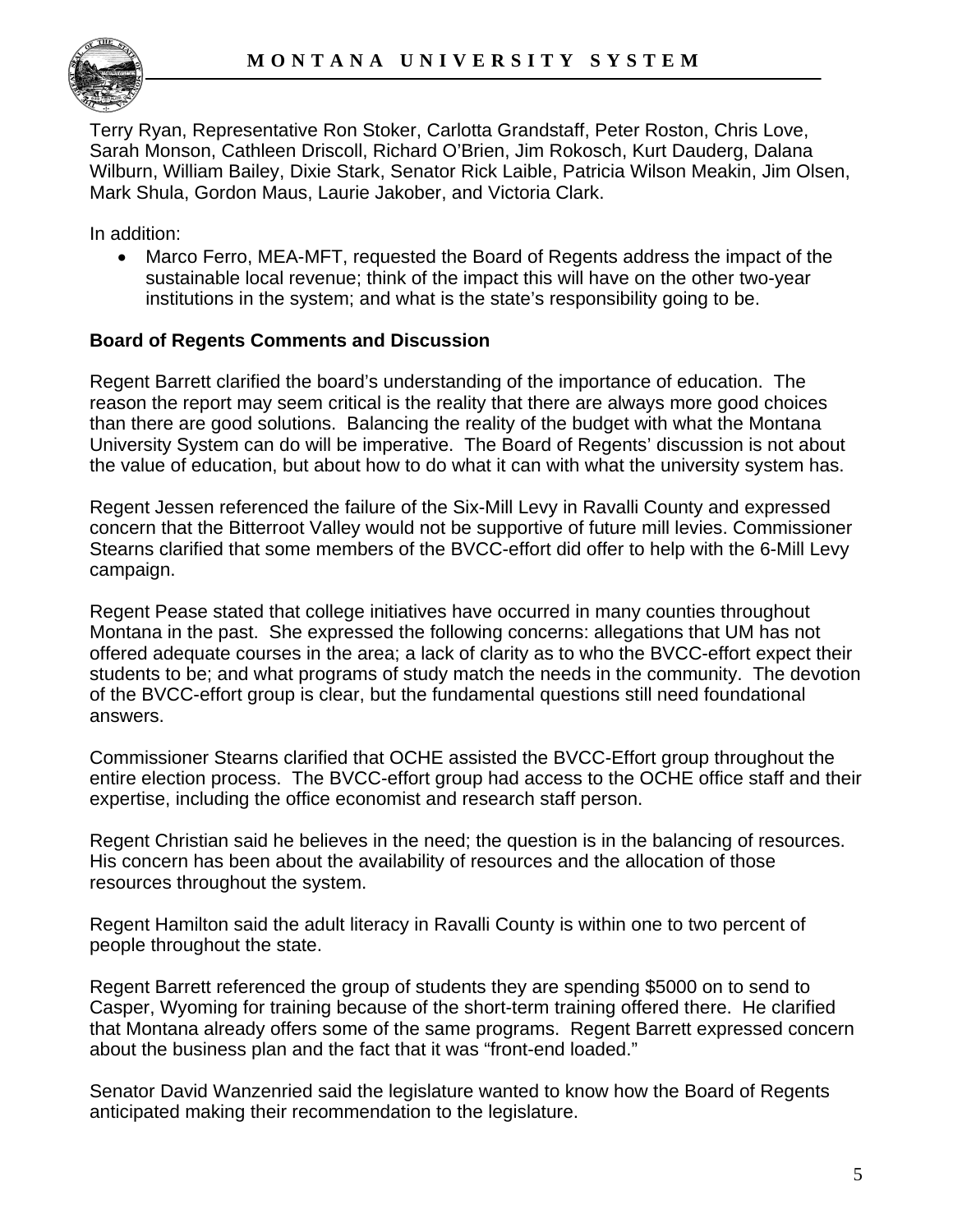Terry Ryan, Representative Ron Stoker, Carlotta Grandstaff, Peter Roston, Chris Love, Sarah Monson, Cathleen Driscoll, Richard O'Brien, Jim Rokosch, Kurt Dauderg, Dalana Wilburn, William Bailey, Dixie Stark, Senator Rick Laible, Patricia Wilson Meakin, Jim Olsen, Mark Shula, Gordon Maus, Laurie Jakober, and Victoria Clark.

In addition:

- Marco Ferro, MEA-MFT, requested the Board of Regents address the impact of the sustainable local revenue; think of the impact this will have on the other two-year institutions in the system; and what is the state's responsibility going to be.

**Board of Regents Comments and Discussion**

Regent Barrett clarified the board's understanding of the importance of education. The reason the report may seem critical is the reality that there are always more good choices than there are good solutions. Balancing the reality of the budget with what the Montana University System can do will be imperative. The Board of Regents' discussion is not about the value of education, but about how to do what it can with what the university system has.

Regent Jessen referenced the failure of the Six-Mill Levy in Ravalli County and expressed concern that the Bitterroot Valley would not be supportive of future mill levies. Commissioner Stearns clarified that some members of the BVCC-effort did offer to help with the 6-Mill Levy campaign.

Regent Pease stated that college initiatives have occurred in many counties throughout Montana in the past. She expressed the following concerns: allegations that UM has not offered adequate courses in the area; a lack of clarity as to who the BVCC-effort expect their students to be; and what programs of study match the needs in the community. The devotion of the BVCC-effort group is clear, but the fundamental questions still need foundational answers.

Commissioner Stearns clarified that OCHE assisted the BVCC-Effort group throughout the entire election process. The BVCC-effort group had access to the OCHE office staff and their expertise, including the office economist and research staff person.

Regent Christian said he believes in the need; the question is in the balancing of resources. His concern has been about the availability of resources and the allocation of those resources throughout the system.

Regent Hamilton said the adult literacy in Ravalli County is within one to two percent of people throughout the state.

Regent Barrett referenced the group of students they are spending $5000 on to send to Casper, Wyoming for training because of the short-term training offered there. He clarified that Montana already offers some of the same programs. Regent Barrett expressed concern about the business plan and the fact that it was "front-end loaded."

Senator David Wanzenried said the legislature wanted to know how the Board of Regents anticipated making their recommendation to the legislature.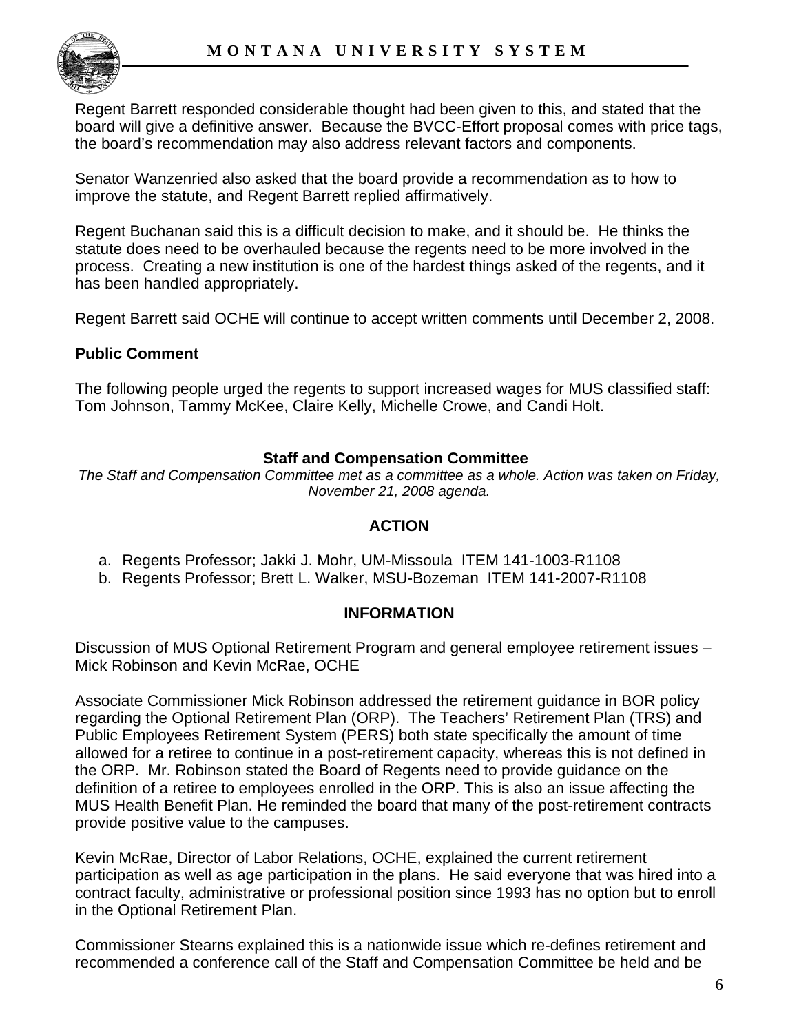Regent Barrett responded considerable thought had been given to this, and stated that the board will give a definitive answer. Because the BVCC-Effort proposal comes with price tags, the board's recommendation may also address relevant factors and components.

Senator Wanzenried also asked that the board provide a recommendation as to how to improve the statute, and Regent Barrett replied affirmatively.

Regent Buchanan said this is a difficult decision to make, and it should be. He thinks the statute does need to be overhauled because the regents need to be more involved in the process. Creating a new institution is one of the hardest things asked of the regents, and it has been handled appropriately.

Regent Barrett said OCHE will continue to accept written comments until December 2, 2008.

**Public Comment**

The following people urged the regents to support increased wages for MUS classified staff: Tom Johnson, Tammy McKee, Claire Kelly, Michelle Crowe, and Candi Holt.

## Staff and Compensation Committee

*The Staff and Compensation Committee met as a committee as a whole. Action was taken on Friday, November 21, 2008 agenda.*

### ACTION

a. Regents Professor; Jakki J. Mohr, UM-Missoula ITEM 141-1003-R1108
b. Regents Professor; Brett L. Walker, MSU-Bozeman ITEM 141-2007-R1108

### INFORMATION

Discussion of MUS Optional Retirement Program and general employee retirement issues – Mick Robinson and Kevin McRae, OCHE

Associate Commissioner Mick Robinson addressed the retirement guidance in BOR policy regarding the Optional Retirement Plan (ORP). The Teachers' Retirement Plan (TRS) and Public Employees Retirement System (PERS) both state specifically the amount of time allowed for a retiree to continue in a post-retirement capacity, whereas this is not defined in the ORP. Mr. Robinson stated the Board of Regents need to provide guidance on the definition of a retiree to employees enrolled in the ORP. This is also an issue affecting the MUS Health Benefit Plan. He reminded the board that many of the post-retirement contracts provide positive value to the campuses.

Kevin McRae, Director of Labor Relations, OCHE, explained the current retirement participation as well as age participation in the plans. He said everyone that was hired into a contract faculty, administrative or professional position since 1993 has no option but to enroll in the Optional Retirement Plan.

Commissioner Stearns explained this is a nationwide issue which re-defines retirement and recommended a conference call of the Staff and Compensation Committee be held and be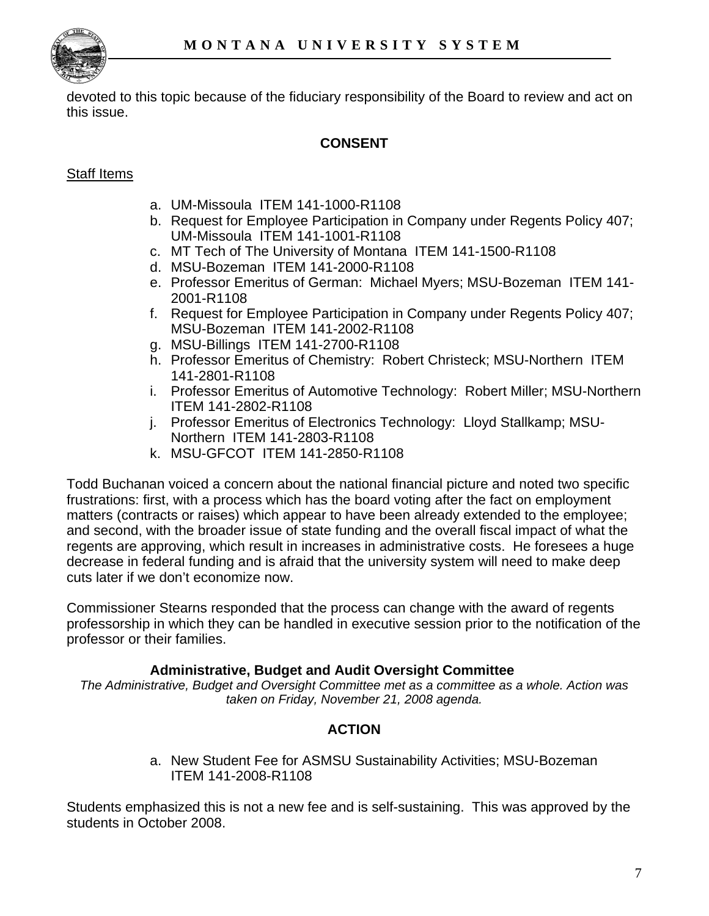devoted to this topic because of the fiduciary responsibility of the Board to review and act on this issue.

## CONSENT

Staff Items

a. UM-Missoula ITEM 141-1000-R1108
b. Request for Employee Participation in Company under Regents Policy 407; UM-Missoula ITEM 141-1001-R1108
c. MT Tech of The University of Montana ITEM 141-1500-R1108
d. MSU-Bozeman ITEM 141-2000-R1108
e. Professor Emeritus of German: Michael Myers; MSU-Bozeman ITEM 141-2001-R1108
f. Request for Employee Participation in Company under Regents Policy 407; MSU-Bozeman ITEM 141-2002-R1108
g. MSU-Billings ITEM 141-2700-R1108
h. Professor Emeritus of Chemistry: Robert Christeck; MSU-Northern ITEM 141-2801-R1108
i. Professor Emeritus of Automotive Technology: Robert Miller; MSU-Northern ITEM 141-2802-R1108
j. Professor Emeritus of Electronics Technology: Lloyd Stallkamp; MSU-Northern ITEM 141-2803-R1108
k. MSU-GFCOT ITEM 141-2850-R1108

Todd Buchanan voiced a concern about the national financial picture and noted two specific frustrations: first, with a process which has the board voting after the fact on employment matters (contracts or raises) which appear to have been already extended to the employee; and second, with the broader issue of state funding and the overall fiscal impact of what the regents are approving, which result in increases in administrative costs. He foresees a huge decrease in federal funding and is afraid that the university system will need to make deep cuts later if we don't economize now.

Commissioner Stearns responded that the process can change with the award of regents professorship in which they can be handled in executive session prior to the notification of the professor or their families.

## Administrative, Budget and Audit Oversight Committee

*The Administrative, Budget and Oversight Committee met as a committee as a whole. Action was taken on Friday, November 21, 2008 agenda.*

## ACTION

a. New Student Fee for ASMSU Sustainability Activities; MSU-Bozeman ITEM 141-2008-R1108

Students emphasized this is not a new fee and is self-sustaining. This was approved by the students in October 2008.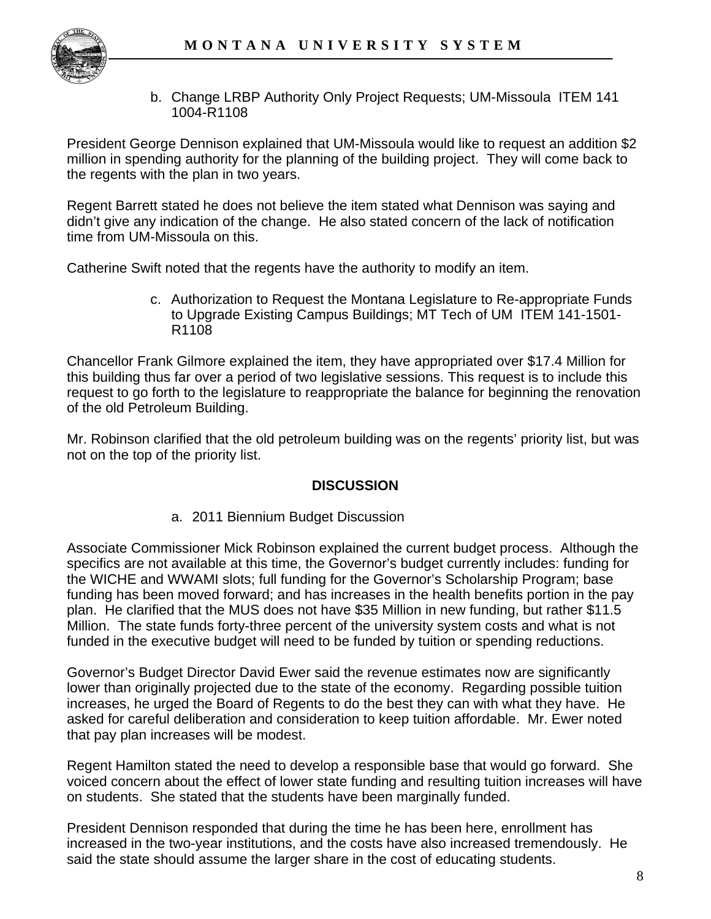b. Change LRBP Authority Only Project Requests; UM-Missoula ITEM 141 1004-R1108

President George Dennison explained that UM-Missoula would like to request an addition $2 million in spending authority for the planning of the building project. They will come back to the regents with the plan in two years.

Regent Barrett stated he does not believe the item stated what Dennison was saying and didn't give any indication of the change. He also stated concern of the lack of notification time from UM-Missoula on this.

Catherine Swift noted that the regents have the authority to modify an item.

c. Authorization to Request the Montana Legislature to Re-appropriate Funds to Upgrade Existing Campus Buildings; MT Tech of UM ITEM 141-1501-R1108

Chancellor Frank Gilmore explained the item, they have appropriated over $17.4 Million for this building thus far over a period of two legislative sessions. This request is to include this request to go forth to the legislature to reappropriate the balance for beginning the renovation of the old Petroleum Building.

Mr. Robinson clarified that the old petroleum building was on the regents' priority list, but was not on the top of the priority list.

## DISCUSSION

a. 2011 Biennium Budget Discussion

Associate Commissioner Mick Robinson explained the current budget process. Although the specifics are not available at this time, the Governor's budget currently includes: funding for the WICHE and WWAMI slots; full funding for the Governor's Scholarship Program; base funding has been moved forward; and has increases in the health benefits portion in the pay plan. He clarified that the MUS does not have $35 Million in new funding, but rather $11.5 Million. The state funds forty-three percent of the university system costs and what is not funded in the executive budget will need to be funded by tuition or spending reductions.

Governor's Budget Director David Ewer said the revenue estimates now are significantly lower than originally projected due to the state of the economy. Regarding possible tuition increases, he urged the Board of Regents to do the best they can with what they have. He asked for careful deliberation and consideration to keep tuition affordable. Mr. Ewer noted that pay plan increases will be modest.

Regent Hamilton stated the need to develop a responsible base that would go forward. She voiced concern about the effect of lower state funding and resulting tuition increases will have on students. She stated that the students have been marginally funded.

President Dennison responded that during the time he has been here, enrollment has increased in the two-year institutions, and the costs have also increased tremendously. He said the state should assume the larger share in the cost of educating students.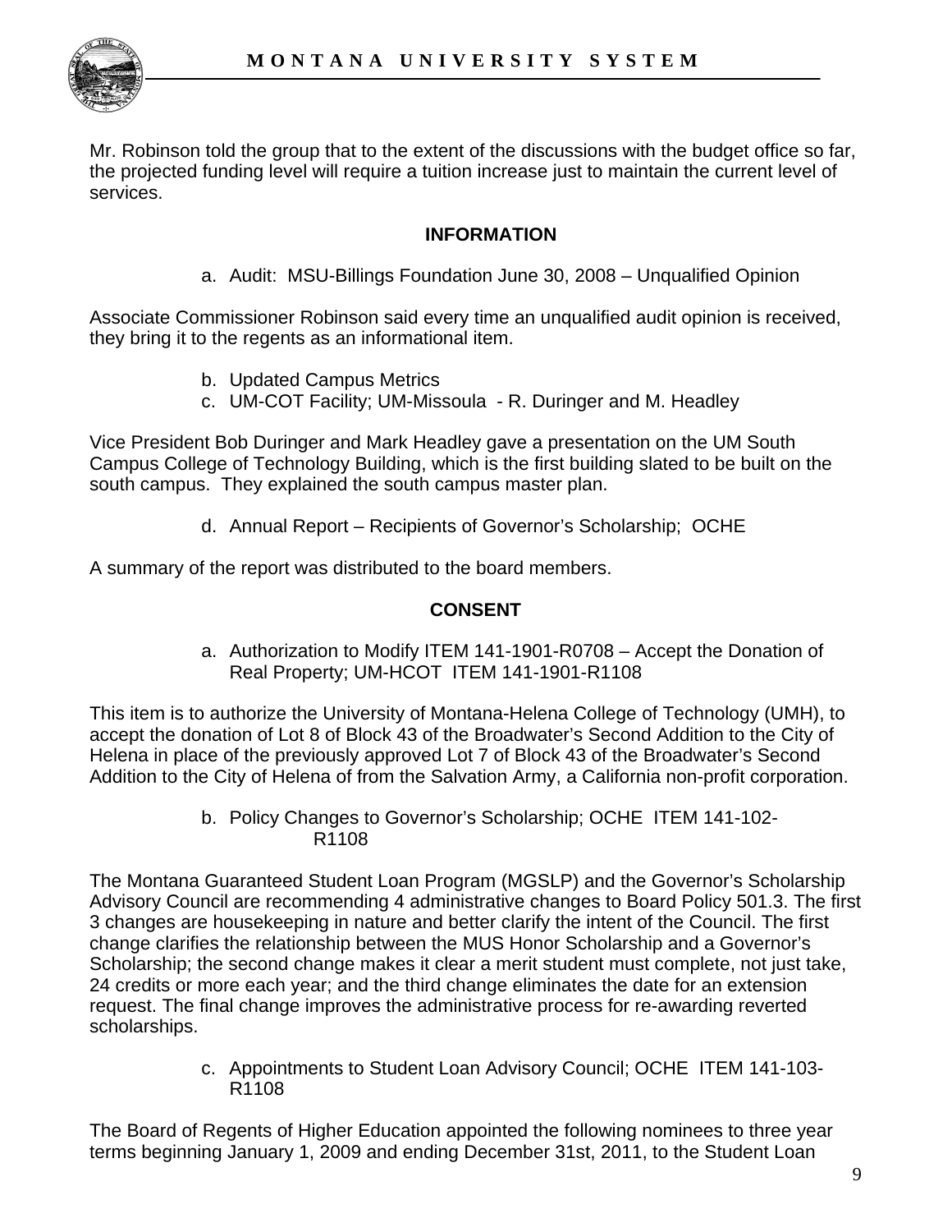Mr. Robinson told the group that to the extent of the discussions with the budget office so far, the projected funding level will require a tuition increase just to maintain the current level of services.

**INFORMATION**

a. Audit: MSU-Billings Foundation June 30, 2008 – Unqualified Opinion

Associate Commissioner Robinson said every time an unqualified audit opinion is received, they bring it to the regents as an informational item.

b. Updated Campus Metrics
c. UM-COT Facility; UM-Missoula - R. Duringer and M. Headley

Vice President Bob Duringer and Mark Headley gave a presentation on the UM South Campus College of Technology Building, which is the first building slated to be built on the south campus. They explained the south campus master plan.

d. Annual Report – Recipients of Governor's Scholarship; OCHE

A summary of the report was distributed to the board members.

**CONSENT**

a. Authorization to Modify ITEM 141-1901-R0708 – Accept the Donation of Real Property; UM-HCOT ITEM 141-1901-R1108

This item is to authorize the University of Montana-Helena College of Technology (UMH), to accept the donation of Lot 8 of Block 43 of the Broadwater's Second Addition to the City of Helena in place of the previously approved Lot 7 of Block 43 of the Broadwater's Second Addition to the City of Helena of from the Salvation Army, a California non-profit corporation.

b. Policy Changes to Governor's Scholarship; OCHE ITEM 141-102-R1108

The Montana Guaranteed Student Loan Program (MGSLP) and the Governor's Scholarship Advisory Council are recommending 4 administrative changes to Board Policy 501.3. The first 3 changes are housekeeping in nature and better clarify the intent of the Council. The first change clarifies the relationship between the MUS Honor Scholarship and a Governor's Scholarship; the second change makes it clear a merit student must complete, not just take, 24 credits or more each year; and the third change eliminates the date for an extension request. The final change improves the administrative process for re-awarding reverted scholarships.

c. Appointments to Student Loan Advisory Council; OCHE ITEM 141-103-R1108

The Board of Regents of Higher Education appointed the following nominees to three year terms beginning January 1, 2009 and ending December 31st, 2011, to the Student Loan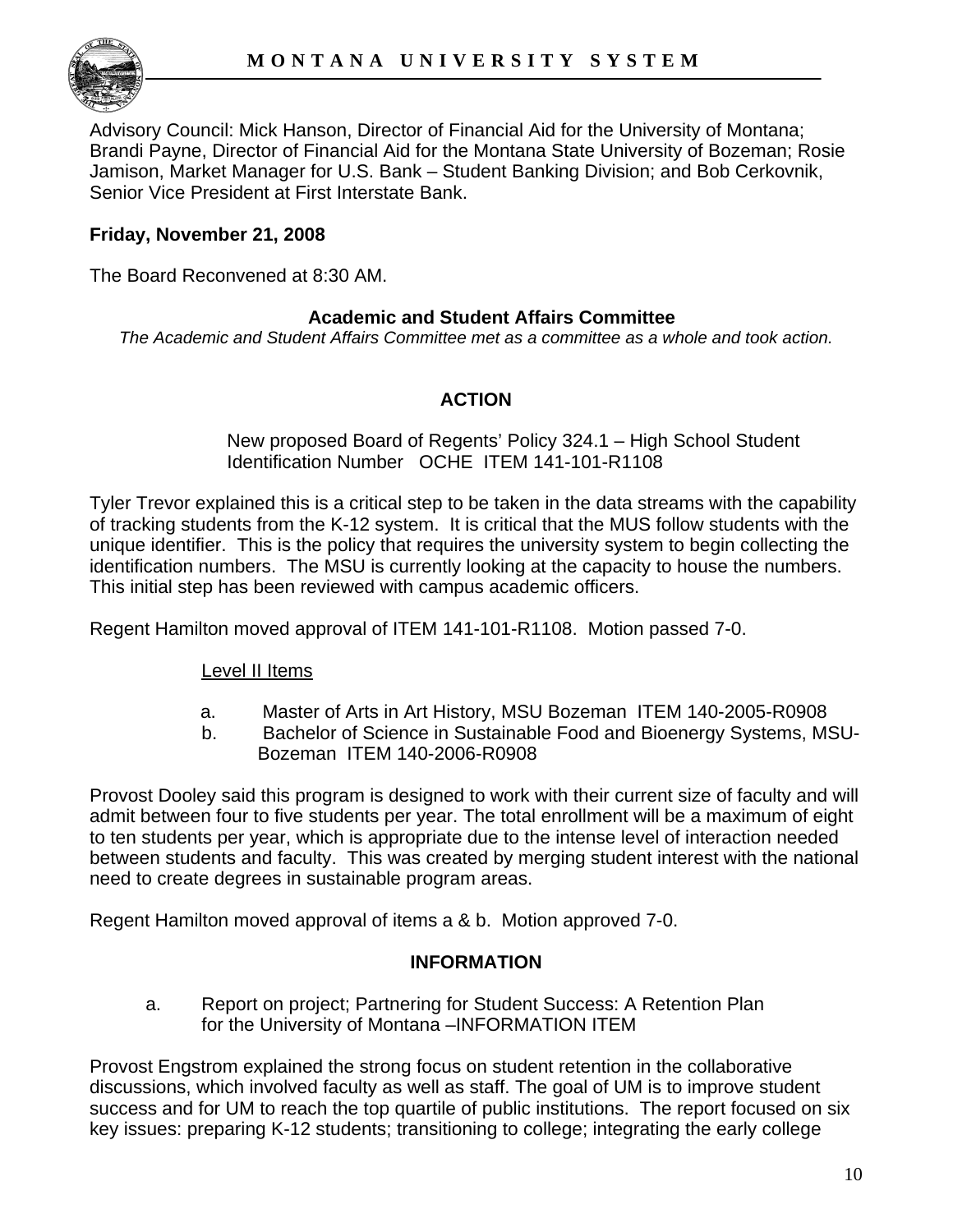Advisory Council: Mick Hanson, Director of Financial Aid for the University of Montana; Brandi Payne, Director of Financial Aid for the Montana State University of Bozeman; Rosie Jamison, Market Manager for U.S. Bank – Student Banking Division; and Bob Cerkovnik, Senior Vice President at First Interstate Bank.

**Friday, November 21, 2008**

The Board Reconvened at 8:30 AM.

**Academic and Student Affairs Committee**

*The Academic and Student Affairs Committee met as a committee as a whole and took action.*

**ACTION**

New proposed Board of Regents' Policy 324.1 – High School Student Identification Number OCHE ITEM 141-101-R1108

Tyler Trevor explained this is a critical step to be taken in the data streams with the capability of tracking students from the K-12 system. It is critical that the MUS follow students with the unique identifier. This is the policy that requires the university system to begin collecting the identification numbers. The MSU is currently looking at the capacity to house the numbers. This initial step has been reviewed with campus academic officers.

Regent Hamilton moved approval of ITEM 141-101-R1108. Motion passed 7-0.

Level II Items

a. Master of Arts in Art History, MSU Bozeman ITEM 140-2005-R0908
b. Bachelor of Science in Sustainable Food and Bioenergy Systems, MSU-Bozeman ITEM 140-2006-R0908

Provost Dooley said this program is designed to work with their current size of faculty and will admit between four to five students per year. The total enrollment will be a maximum of eight to ten students per year, which is appropriate due to the intense level of interaction needed between students and faculty. This was created by merging student interest with the national need to create degrees in sustainable program areas.

Regent Hamilton moved approval of items a & b. Motion approved 7-0.

**INFORMATION**

a. Report on project; Partnering for Student Success: A Retention Plan for the University of Montana –INFORMATION ITEM

Provost Engstrom explained the strong focus on student retention in the collaborative discussions, which involved faculty as well as staff. The goal of UM is to improve student success and for UM to reach the top quartile of public institutions. The report focused on six key issues: preparing K-12 students; transitioning to college; integrating the early college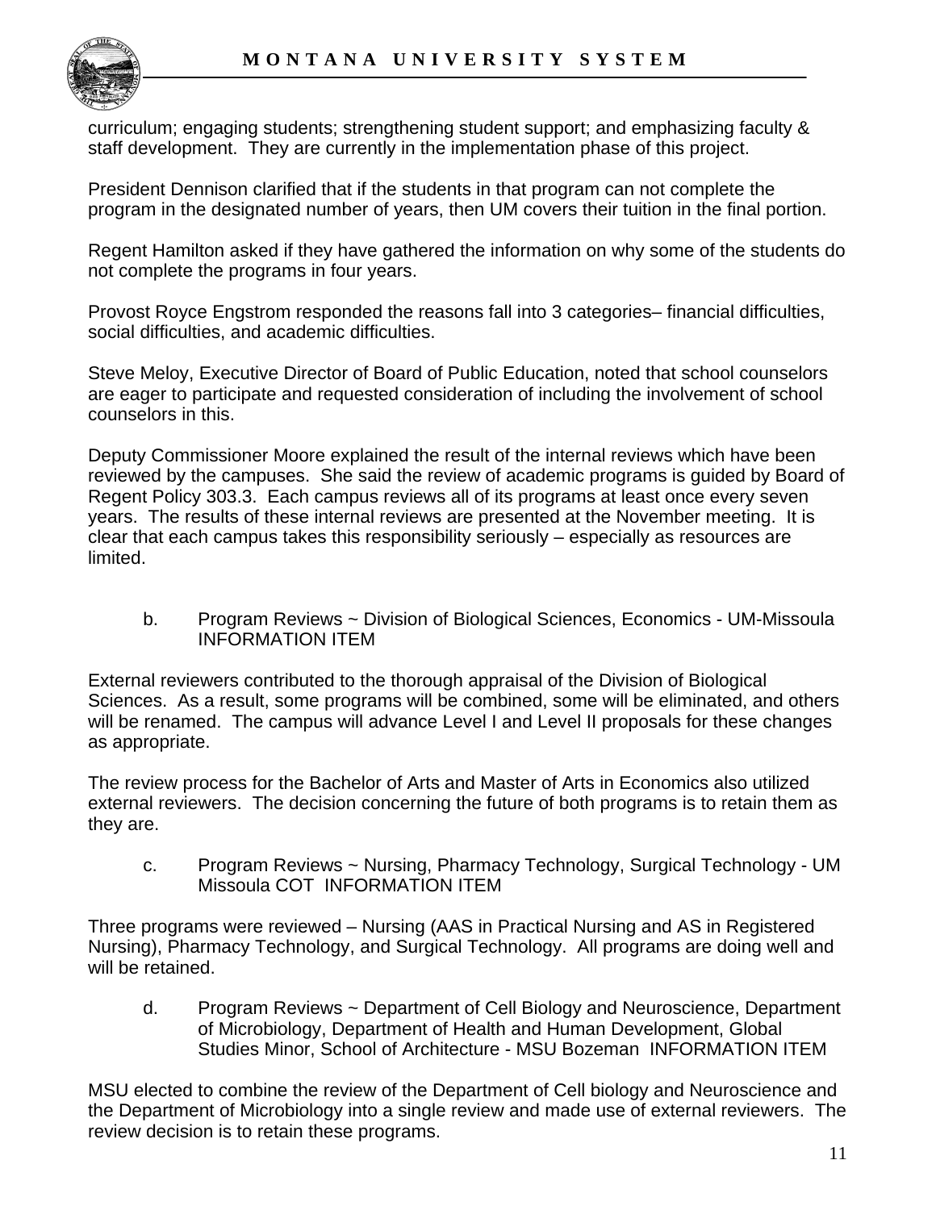curriculum; engaging students; strengthening student support; and emphasizing faculty & staff development. They are currently in the implementation phase of this project.

President Dennison clarified that if the students in that program can not complete the program in the designated number of years, then UM covers their tuition in the final portion.

Regent Hamilton asked if they have gathered the information on why some of the students do not complete the programs in four years.

Provost Royce Engstrom responded the reasons fall into 3 categories– financial difficulties, social difficulties, and academic difficulties.

Steve Meloy, Executive Director of Board of Public Education, noted that school counselors are eager to participate and requested consideration of including the involvement of school counselors in this.

Deputy Commissioner Moore explained the result of the internal reviews which have been reviewed by the campuses. She said the review of academic programs is guided by Board of Regent Policy 303.3. Each campus reviews all of its programs at least once every seven years. The results of these internal reviews are presented at the November meeting. It is clear that each campus takes this responsibility seriously – especially as resources are limited.

b. Program Reviews ~ Division of Biological Sciences, Economics - UM-Missoula INFORMATION ITEM

External reviewers contributed to the thorough appraisal of the Division of Biological Sciences. As a result, some programs will be combined, some will be eliminated, and others will be renamed. The campus will advance Level I and Level II proposals for these changes as appropriate.

The review process for the Bachelor of Arts and Master of Arts in Economics also utilized external reviewers. The decision concerning the future of both programs is to retain them as they are.

c. Program Reviews ~ Nursing, Pharmacy Technology, Surgical Technology - UM Missoula COT INFORMATION ITEM

Three programs were reviewed – Nursing (AAS in Practical Nursing and AS in Registered Nursing), Pharmacy Technology, and Surgical Technology. All programs are doing well and will be retained.

d. Program Reviews ~ Department of Cell Biology and Neuroscience, Department of Microbiology, Department of Health and Human Development, Global Studies Minor, School of Architecture - MSU Bozeman INFORMATION ITEM

MSU elected to combine the review of the Department of Cell biology and Neuroscience and the Department of Microbiology into a single review and made use of external reviewers. The review decision is to retain these programs.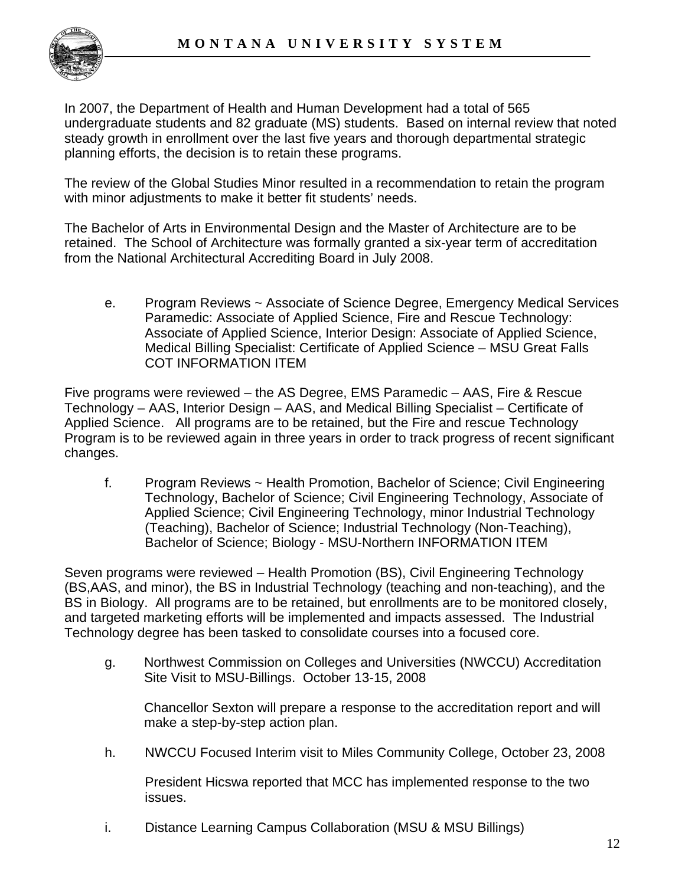In 2007, the Department of Health and Human Development had a total of 565 undergraduate students and 82 graduate (MS) students. Based on internal review that noted steady growth in enrollment over the last five years and thorough departmental strategic planning efforts, the decision is to retain these programs.

The review of the Global Studies Minor resulted in a recommendation to retain the program with minor adjustments to make it better fit students' needs.

The Bachelor of Arts in Environmental Design and the Master of Architecture are to be retained. The School of Architecture was formally granted a six-year term of accreditation from the National Architectural Accrediting Board in July 2008.

e. Program Reviews ~ Associate of Science Degree, Emergency Medical Services Paramedic: Associate of Applied Science, Fire and Rescue Technology: Associate of Applied Science, Interior Design: Associate of Applied Science, Medical Billing Specialist: Certificate of Applied Science – MSU Great Falls COT INFORMATION ITEM

Five programs were reviewed – the AS Degree, EMS Paramedic – AAS, Fire & Rescue Technology – AAS, Interior Design – AAS, and Medical Billing Specialist – Certificate of Applied Science. All programs are to be retained, but the Fire and rescue Technology Program is to be reviewed again in three years in order to track progress of recent significant changes.

f. Program Reviews ~ Health Promotion, Bachelor of Science; Civil Engineering Technology, Bachelor of Science; Civil Engineering Technology, Associate of Applied Science; Civil Engineering Technology, minor Industrial Technology (Teaching), Bachelor of Science; Industrial Technology (Non-Teaching), Bachelor of Science; Biology - MSU-Northern INFORMATION ITEM

Seven programs were reviewed – Health Promotion (BS), Civil Engineering Technology (BS,AAS, and minor), the BS in Industrial Technology (teaching and non-teaching), and the BS in Biology. All programs are to be retained, but enrollments are to be monitored closely, and targeted marketing efforts will be implemented and impacts assessed. The Industrial Technology degree has been tasked to consolidate courses into a focused core.

g. Northwest Commission on Colleges and Universities (NWCCU) Accreditation Site Visit to MSU-Billings. October 13-15, 2008

Chancellor Sexton will prepare a response to the accreditation report and will make a step-by-step action plan.

h. NWCCU Focused Interim visit to Miles Community College, October 23, 2008

President Hicswa reported that MCC has implemented response to the two issues.

i. Distance Learning Campus Collaboration (MSU & MSU Billings)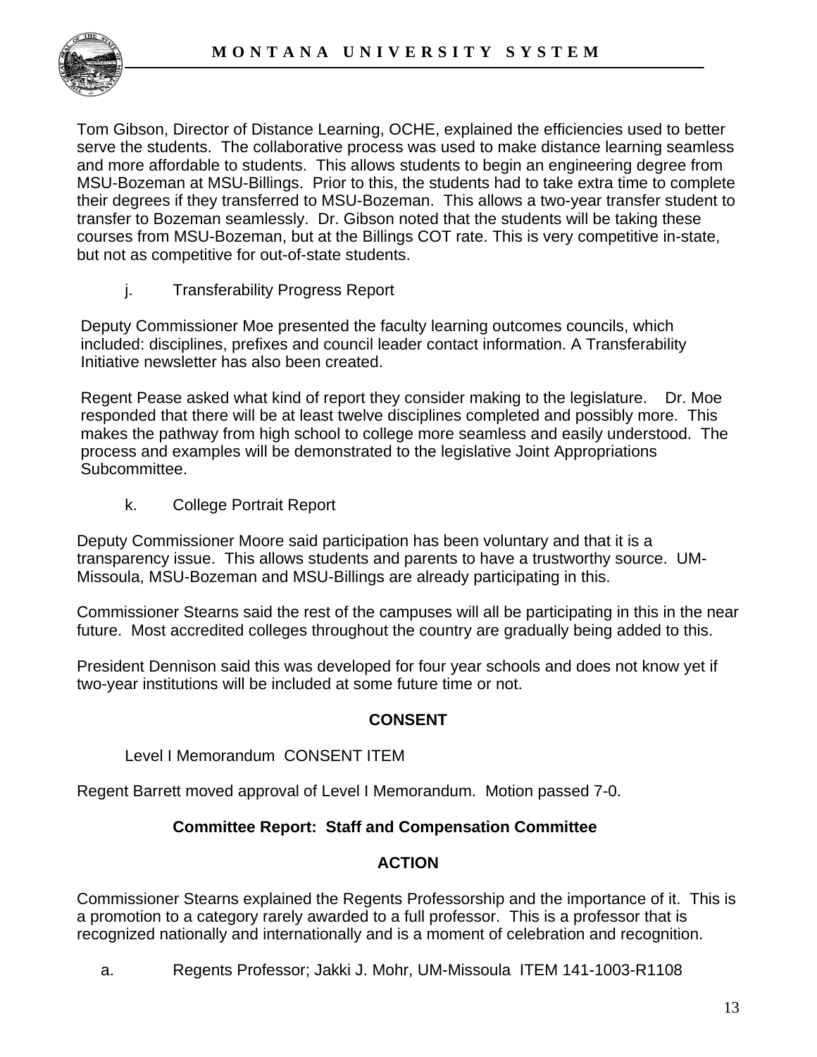Tom Gibson, Director of Distance Learning, OCHE, explained the efficiencies used to better serve the students. The collaborative process was used to make distance learning seamless and more affordable to students. This allows students to begin an engineering degree from MSU-Bozeman at MSU-Billings. Prior to this, the students had to take extra time to complete their degrees if they transferred to MSU-Bozeman. This allows a two-year transfer student to transfer to Bozeman seamlessly. Dr. Gibson noted that the students will be taking these courses from MSU-Bozeman, but at the Billings COT rate. This is very competitive in-state, but not as competitive for out-of-state students.

j. Transferability Progress Report

Deputy Commissioner Moe presented the faculty learning outcomes councils, which included: disciplines, prefixes and council leader contact information. A Transferability Initiative newsletter has also been created.

Regent Pease asked what kind of report they consider making to the legislature. Dr. Moe responded that there will be at least twelve disciplines completed and possibly more. This makes the pathway from high school to college more seamless and easily understood. The process and examples will be demonstrated to the legislative Joint Appropriations Subcommittee.

k. College Portrait Report

Deputy Commissioner Moore said participation has been voluntary and that it is a transparency issue. This allows students and parents to have a trustworthy source. UM-Missoula, MSU-Bozeman and MSU-Billings are already participating in this.

Commissioner Stearns said the rest of the campuses will all be participating in this in the near future. Most accredited colleges throughout the country are gradually being added to this.

President Dennison said this was developed for four year schools and does not know yet if two-year institutions will be included at some future time or not.

**CONSENT**

Level I Memorandum CONSENT ITEM

Regent Barrett moved approval of Level I Memorandum. Motion passed 7-0.

**Committee Report: Staff and Compensation Committee**

**ACTION**

Commissioner Stearns explained the Regents Professorship and the importance of it. This is a promotion to a category rarely awarded to a full professor. This is a professor that is recognized nationally and internationally and is a moment of celebration and recognition.

a. Regents Professor; Jakki J. Mohr, UM-Missoula ITEM 141-1003-R1108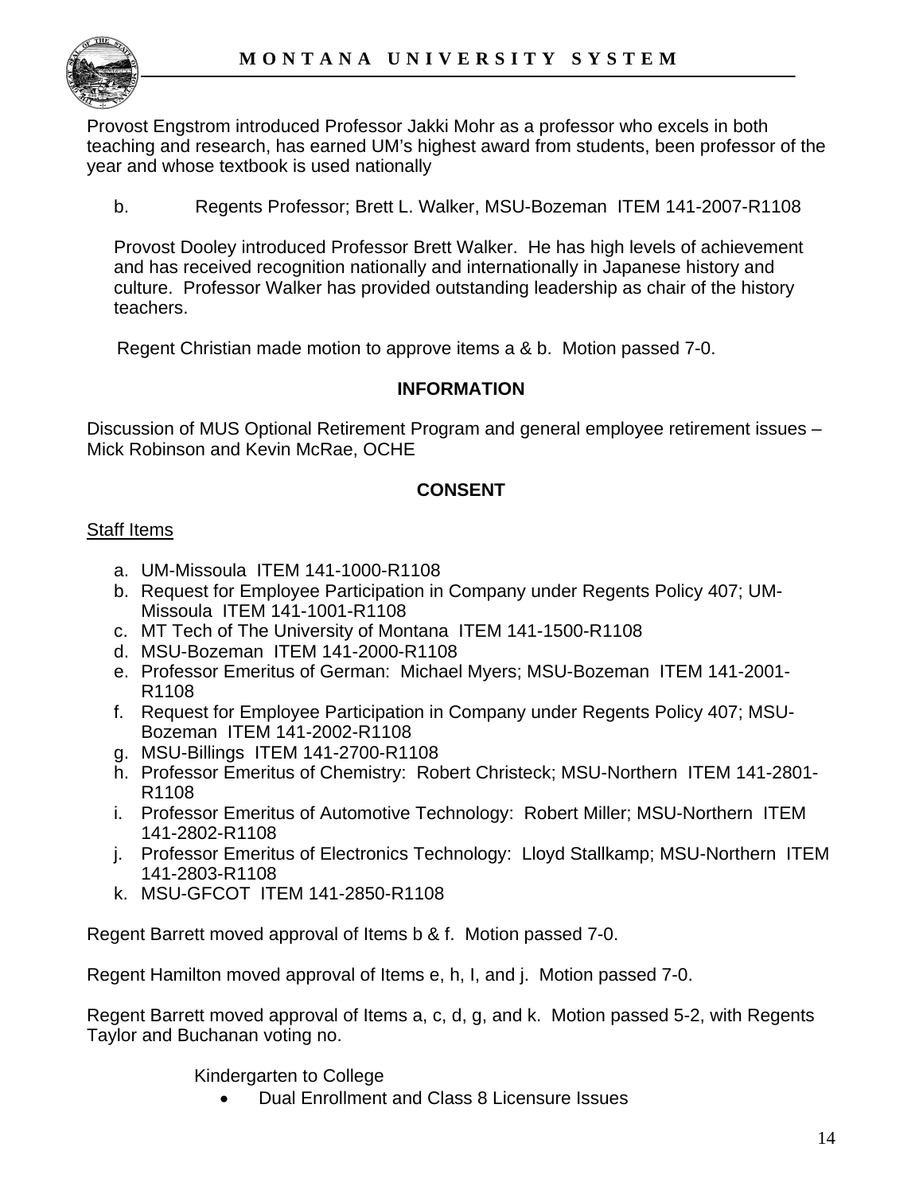Provost Engstrom introduced Professor Jakki Mohr as a professor who excels in both teaching and research, has earned UM's highest award from students, been professor of the year and whose textbook is used nationally

b. Regents Professor; Brett L. Walker, MSU-Bozeman ITEM 141-2007-R1108

Provost Dooley introduced Professor Brett Walker. He has high levels of achievement and has received recognition nationally and internationally in Japanese history and culture. Professor Walker has provided outstanding leadership as chair of the history teachers.

Regent Christian made motion to approve items a & b. Motion passed 7-0.

**INFORMATION**

Discussion of MUS Optional Retirement Program and general employee retirement issues – Mick Robinson and Kevin McRae, OCHE

**CONSENT**

Staff Items

a. UM-Missoula ITEM 141-1000-R1108
b. Request for Employee Participation in Company under Regents Policy 407; UM-Missoula ITEM 141-1001-R1108
c. MT Tech of The University of Montana ITEM 141-1500-R1108
d. MSU-Bozeman ITEM 141-2000-R1108
e. Professor Emeritus of German: Michael Myers; MSU-Bozeman ITEM 141-2001-R1108
f. Request for Employee Participation in Company under Regents Policy 407; MSU-Bozeman ITEM 141-2002-R1108
g. MSU-Billings ITEM 141-2700-R1108
h. Professor Emeritus of Chemistry: Robert Christeck; MSU-Northern ITEM 141-2801-R1108
i. Professor Emeritus of Automotive Technology: Robert Miller; MSU-Northern ITEM 141-2802-R1108
j. Professor Emeritus of Electronics Technology: Lloyd Stallkamp; MSU-Northern ITEM 141-2803-R1108
k. MSU-GFCOT ITEM 141-2850-R1108

Regent Barrett moved approval of Items b & f. Motion passed 7-0.

Regent Hamilton moved approval of Items e, h, I, and j. Motion passed 7-0.

Regent Barrett moved approval of Items a, c, d, g, and k. Motion passed 5-2, with Regents Taylor and Buchanan voting no.

Kindergarten to College

- Dual Enrollment and Class 8 Licensure Issues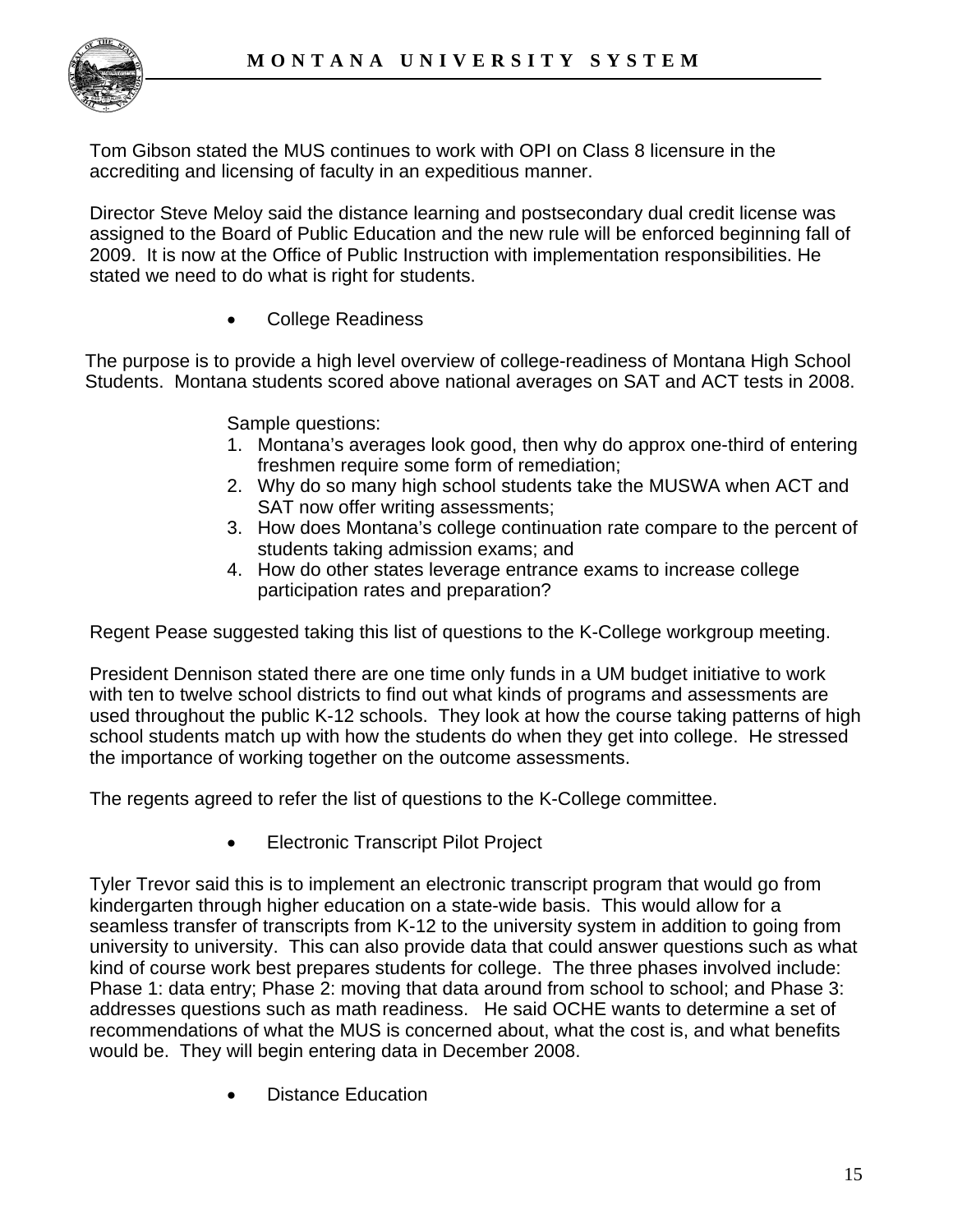Tom Gibson stated the MUS continues to work with OPI on Class 8 licensure in the accrediting and licensing of faculty in an expeditious manner.

Director Steve Meloy said the distance learning and postsecondary dual credit license was assigned to the Board of Public Education and the new rule will be enforced beginning fall of 2009. It is now at the Office of Public Instruction with implementation responsibilities. He stated we need to do what is right for students.

- College Readiness

The purpose is to provide a high level overview of college-readiness of Montana High School Students. Montana students scored above national averages on SAT and ACT tests in 2008.

Sample questions:

1. Montana's averages look good, then why do approx one-third of entering freshmen require some form of remediation;
2. Why do so many high school students take the MUSWA when ACT and SAT now offer writing assessments;
3. How does Montana's college continuation rate compare to the percent of students taking admission exams; and
4. How do other states leverage entrance exams to increase college participation rates and preparation?

Regent Pease suggested taking this list of questions to the K-College workgroup meeting.

President Dennison stated there are one time only funds in a UM budget initiative to work with ten to twelve school districts to find out what kinds of programs and assessments are used throughout the public K-12 schools. They look at how the course taking patterns of high school students match up with how the students do when they get into college. He stressed the importance of working together on the outcome assessments.

The regents agreed to refer the list of questions to the K-College committee.

- Electronic Transcript Pilot Project

Tyler Trevor said this is to implement an electronic transcript program that would go from kindergarten through higher education on a state-wide basis. This would allow for a seamless transfer of transcripts from K-12 to the university system in addition to going from university to university. This can also provide data that could answer questions such as what kind of course work best prepares students for college. The three phases involved include: Phase 1: data entry; Phase 2: moving that data around from school to school; and Phase 3: addresses questions such as math readiness. He said OCHE wants to determine a set of recommendations of what the MUS is concerned about, what the cost is, and what benefits would be. They will begin entering data in December 2008.

- Distance Education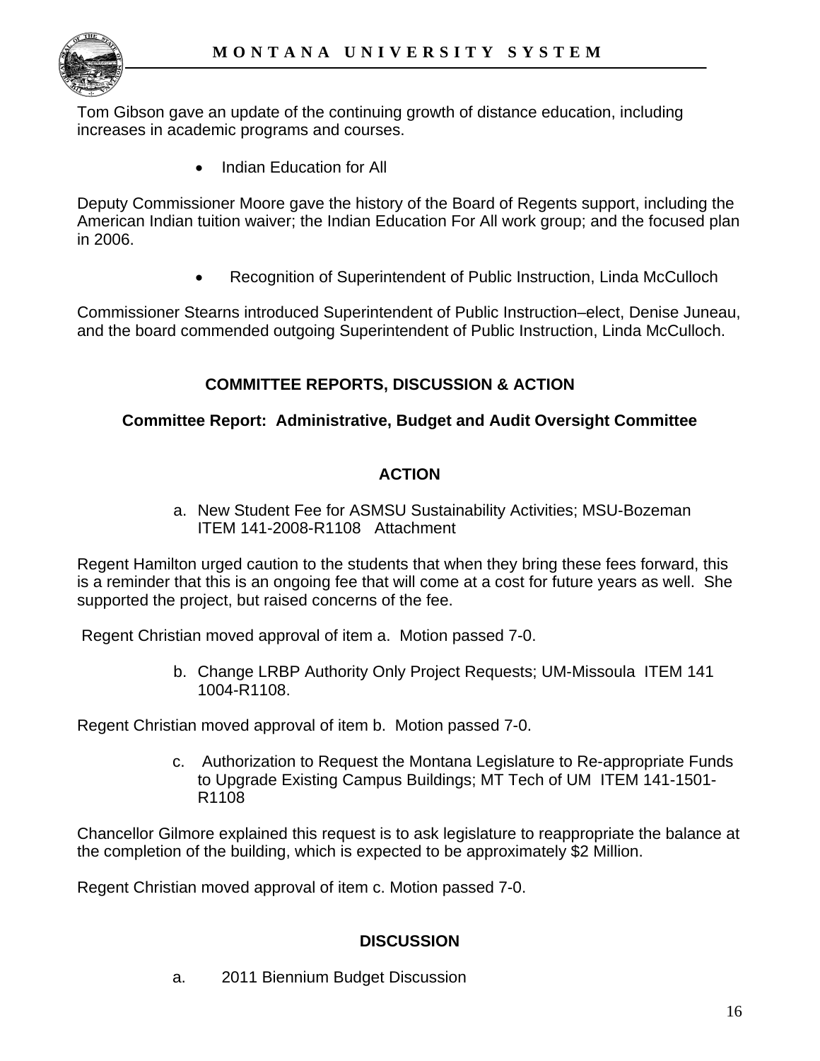Tom Gibson gave an update of the continuing growth of distance education, including increases in academic programs and courses.

- Indian Education for All

Deputy Commissioner Moore gave the history of the Board of Regents support, including the American Indian tuition waiver; the Indian Education For All work group; and the focused plan in 2006.

- Recognition of Superintendent of Public Instruction, Linda McCulloch

Commissioner Stearns introduced Superintendent of Public Instruction–elect, Denise Juneau, and the board commended outgoing Superintendent of Public Instruction, Linda McCulloch.

## COMMITTEE REPORTS, DISCUSSION & ACTION

### Committee Report: Administrative, Budget and Audit Oversight Committee

#### ACTION

a. New Student Fee for ASMSU Sustainability Activities; MSU-Bozeman ITEM 141-2008-R1108 Attachment

Regent Hamilton urged caution to the students that when they bring these fees forward, this is a reminder that this is an ongoing fee that will come at a cost for future years as well. She supported the project, but raised concerns of the fee.

Regent Christian moved approval of item a. Motion passed 7-0.

b. Change LRBP Authority Only Project Requests; UM-Missoula ITEM 141 1004-R1108.

Regent Christian moved approval of item b. Motion passed 7-0.

c. Authorization to Request the Montana Legislature to Re-appropriate Funds to Upgrade Existing Campus Buildings; MT Tech of UM ITEM 141-1501-R1108

Chancellor Gilmore explained this request is to ask legislature to reappropriate the balance at the completion of the building, which is expected to be approximately $2 Million.

Regent Christian moved approval of item c. Motion passed 7-0.

#### DISCUSSION

a. 2011 Biennium Budget Discussion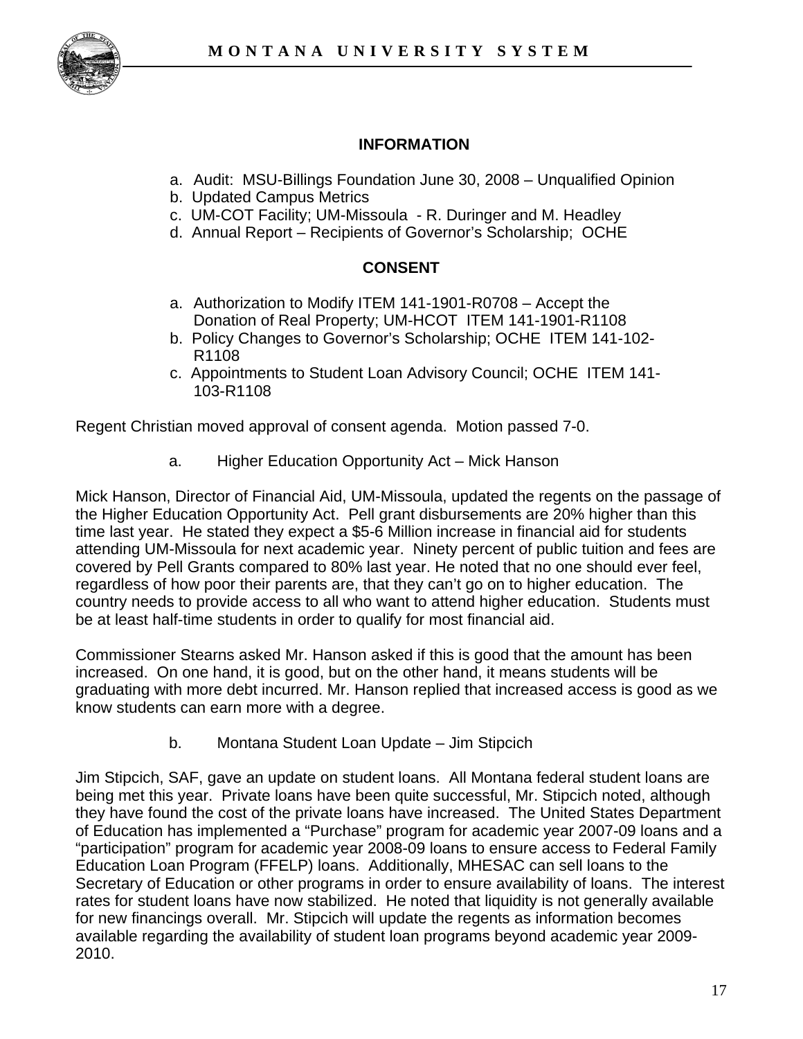### INFORMATION

a. Audit: MSU-Billings Foundation June 30, 2008 – Unqualified Opinion
b. Updated Campus Metrics
c. UM-COT Facility; UM-Missoula - R. Duringer and M. Headley
d. Annual Report – Recipients of Governor's Scholarship; OCHE

### CONSENT

a. Authorization to Modify ITEM 141-1901-R0708 – Accept the Donation of Real Property; UM-HCOT ITEM 141-1901-R1108
b. Policy Changes to Governor's Scholarship; OCHE ITEM 141-102-R1108
c. Appointments to Student Loan Advisory Council; OCHE ITEM 141-103-R1108

Regent Christian moved approval of consent agenda. Motion passed 7-0.

a. Higher Education Opportunity Act – Mick Hanson

Mick Hanson, Director of Financial Aid, UM-Missoula, updated the regents on the passage of the Higher Education Opportunity Act. Pell grant disbursements are 20% higher than this time last year. He stated they expect a $5-6 Million increase in financial aid for students attending UM-Missoula for next academic year. Ninety percent of public tuition and fees are covered by Pell Grants compared to 80% last year. He noted that no one should ever feel, regardless of how poor their parents are, that they can't go on to higher education. The country needs to provide access to all who want to attend higher education. Students must be at least half-time students in order to qualify for most financial aid.

Commissioner Stearns asked Mr. Hanson asked if this is good that the amount has been increased. On one hand, it is good, but on the other hand, it means students will be graduating with more debt incurred. Mr. Hanson replied that increased access is good as we know students can earn more with a degree.

b. Montana Student Loan Update – Jim Stipcich

Jim Stipcich, SAF, gave an update on student loans. All Montana federal student loans are being met this year. Private loans have been quite successful, Mr. Stipcich noted, although they have found the cost of the private loans have increased. The United States Department of Education has implemented a "Purchase" program for academic year 2007-09 loans and a "participation" program for academic year 2008-09 loans to ensure access to Federal Family Education Loan Program (FFELP) loans. Additionally, MHESAC can sell loans to the Secretary of Education or other programs in order to ensure availability of loans. The interest rates for student loans have now stabilized. He noted that liquidity is not generally available for new financings overall. Mr. Stipcich will update the regents as information becomes available regarding the availability of student loan programs beyond academic year 2009-2010.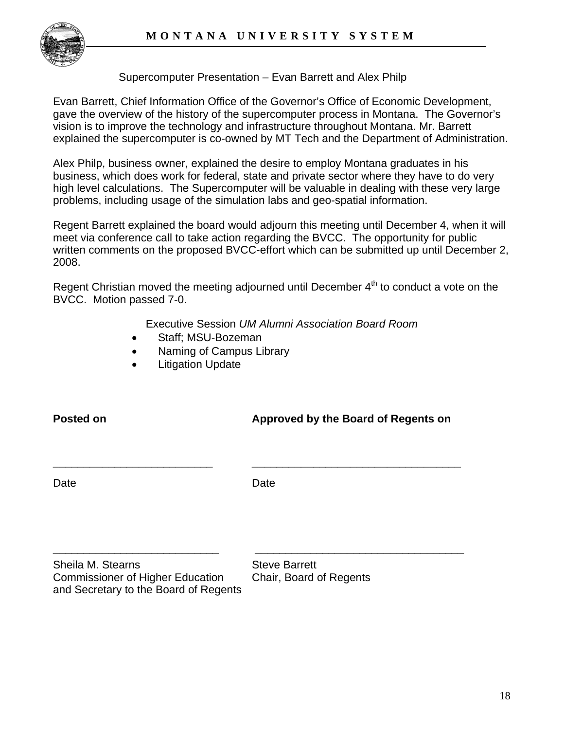Supercomputer Presentation – Evan Barrett and Alex Philp

Evan Barrett, Chief Information Office of the Governor's Office of Economic Development, gave the overview of the history of the supercomputer process in Montana. The Governor's vision is to improve the technology and infrastructure throughout Montana. Mr. Barrett explained the supercomputer is co-owned by MT Tech and the Department of Administration.

Alex Philp, business owner, explained the desire to employ Montana graduates in his business, which does work for federal, state and private sector where they have to do very high level calculations. The Supercomputer will be valuable in dealing with these very large problems, including usage of the simulation labs and geo-spatial information.

Regent Barrett explained the board would adjourn this meeting until December 4, when it will meet via conference call to take action regarding the BVCC. The opportunity for public written comments on the proposed BVCC-effort which can be submitted up until December 2, 2008.

Regent Christian moved the meeting adjourned until December 4th to conduct a vote on the BVCC. Motion passed 7-0.

Executive Session *UM Alumni Association Board Room*

- Staff; MSU-Bozeman
- Naming of Campus Library
- Litigation Update

**Posted on** **Approved by the Board of Regents on**

_________________________ _________________________________

Date Date

_________________________ _________________________________

Sheila M. Stearns
Commissioner of Higher Education
and Secretary to the Board of Regents

Steve Barrett
Chair, Board of Regents